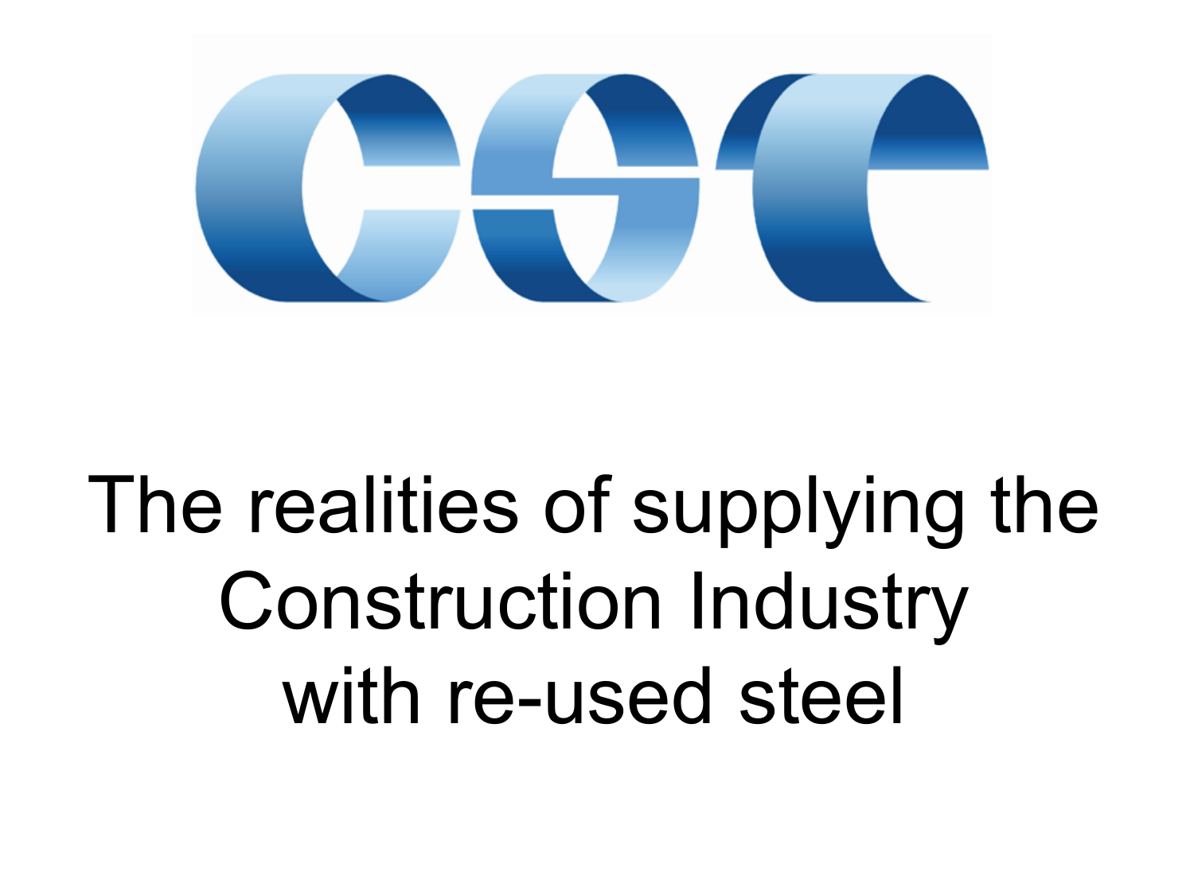# The realities of supplying the Construction Industry with re-used steel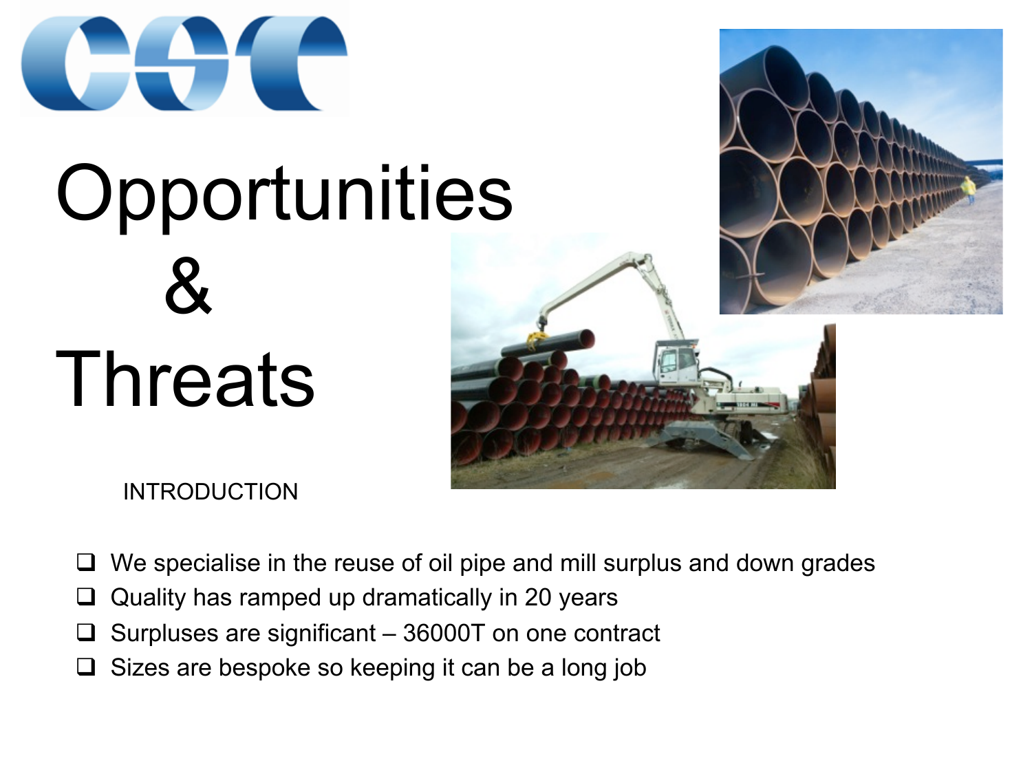# Opportunities & Threats

INTRODUCTION

- We specialise in the reuse of oil pipe and mill surplus and down grades
- Quality has ramped up dramatically in 20 years
- Surpluses are significant – 36000T on one contract
- Sizes are bespoke so keeping it can be a long job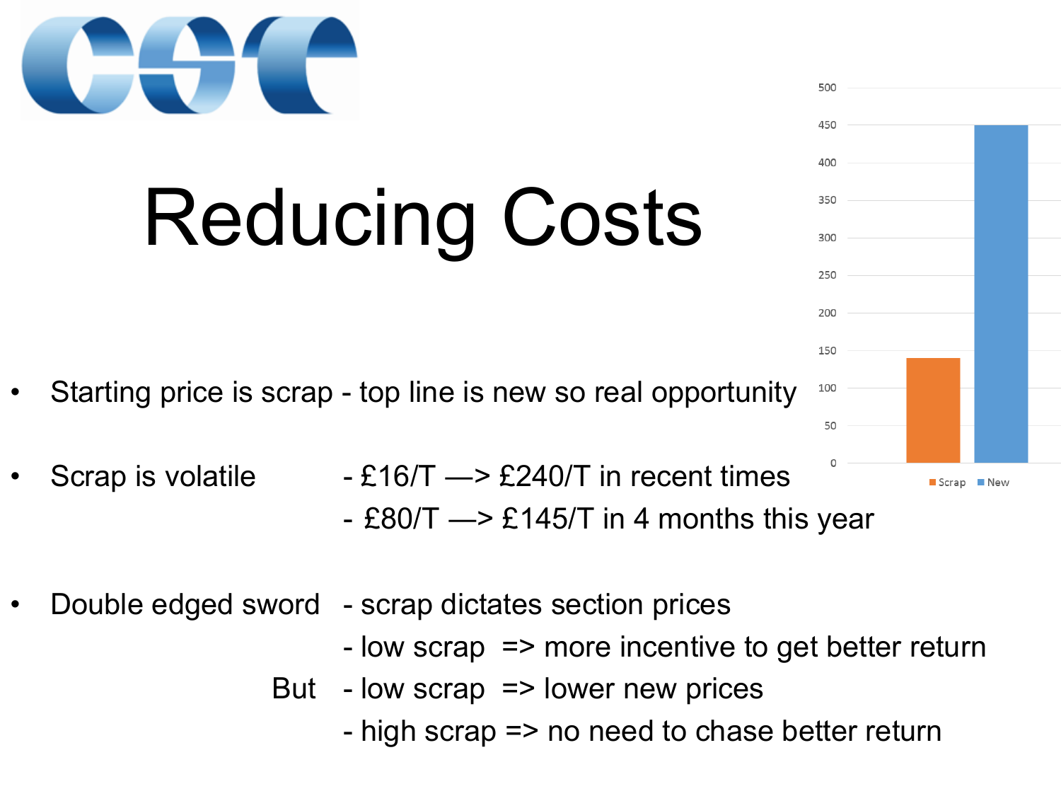# Reducing Costs

- Starting price is scrap - top line is new so real opportunity
- Scrap is volatile - £16/T —> £240/T in recent times
  - £80/T —> £145/T in 4 months this year
- Double edged sword - scrap dictates section prices
  - low scrap => more incentive to get better return

  But
  - low scrap => lower new prices
  - high scrap => no need to chase better return

| | Scrap | New |
|---|---|---|
| Value | 140 | 450 |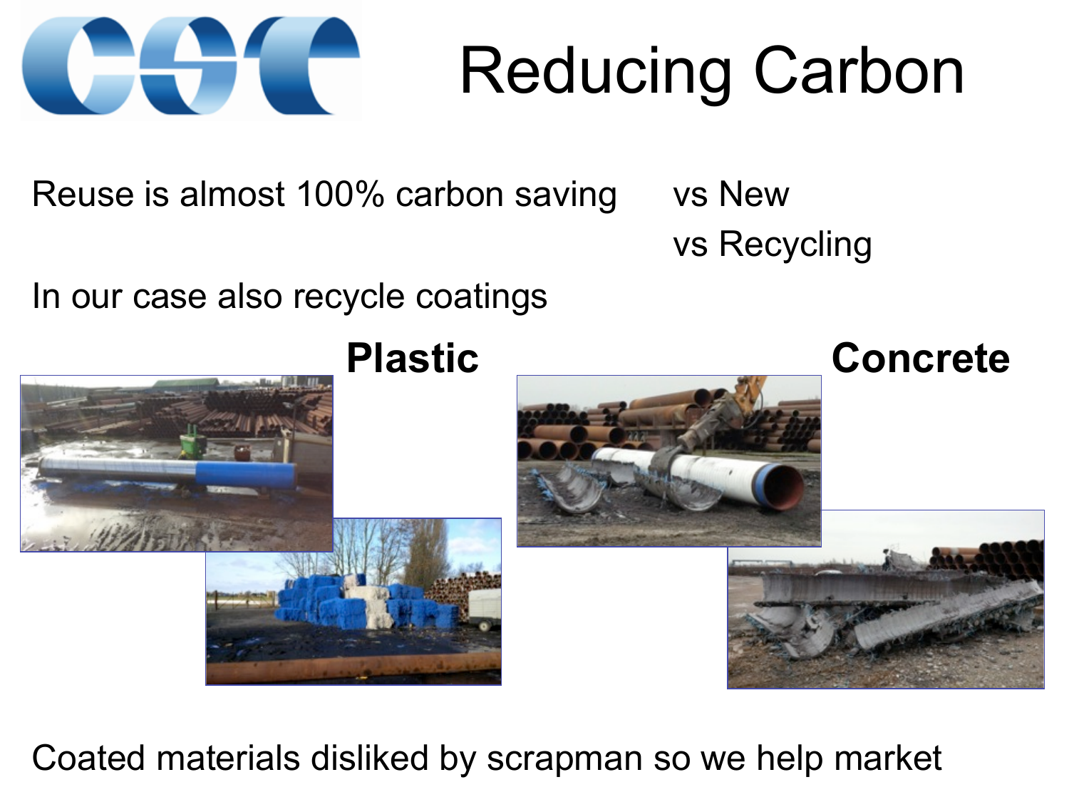# Reducing Carbon

Reuse is almost 100% carbon saving vs New
vs Recycling

In our case also recycle coatings

**Plastic**

**Concrete**

Coated materials disliked by scrapman so we help market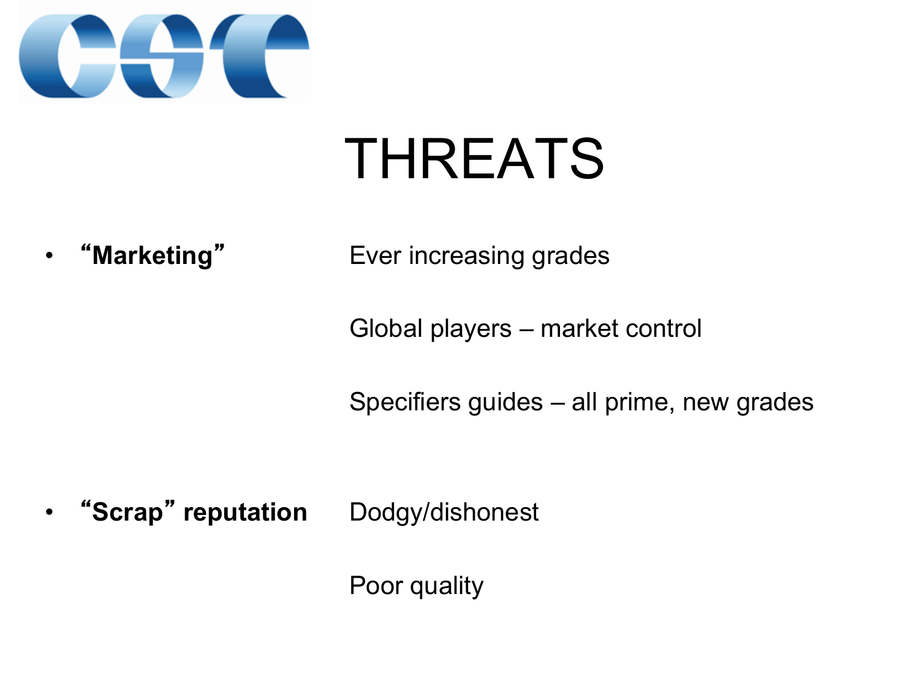# THREATS

- **“Marketing”** — Ever increasing grades

  Global players – market control

  Specifiers guides – all prime, new grades

- **“Scrap” reputation** — Dodgy/dishonest

  Poor quality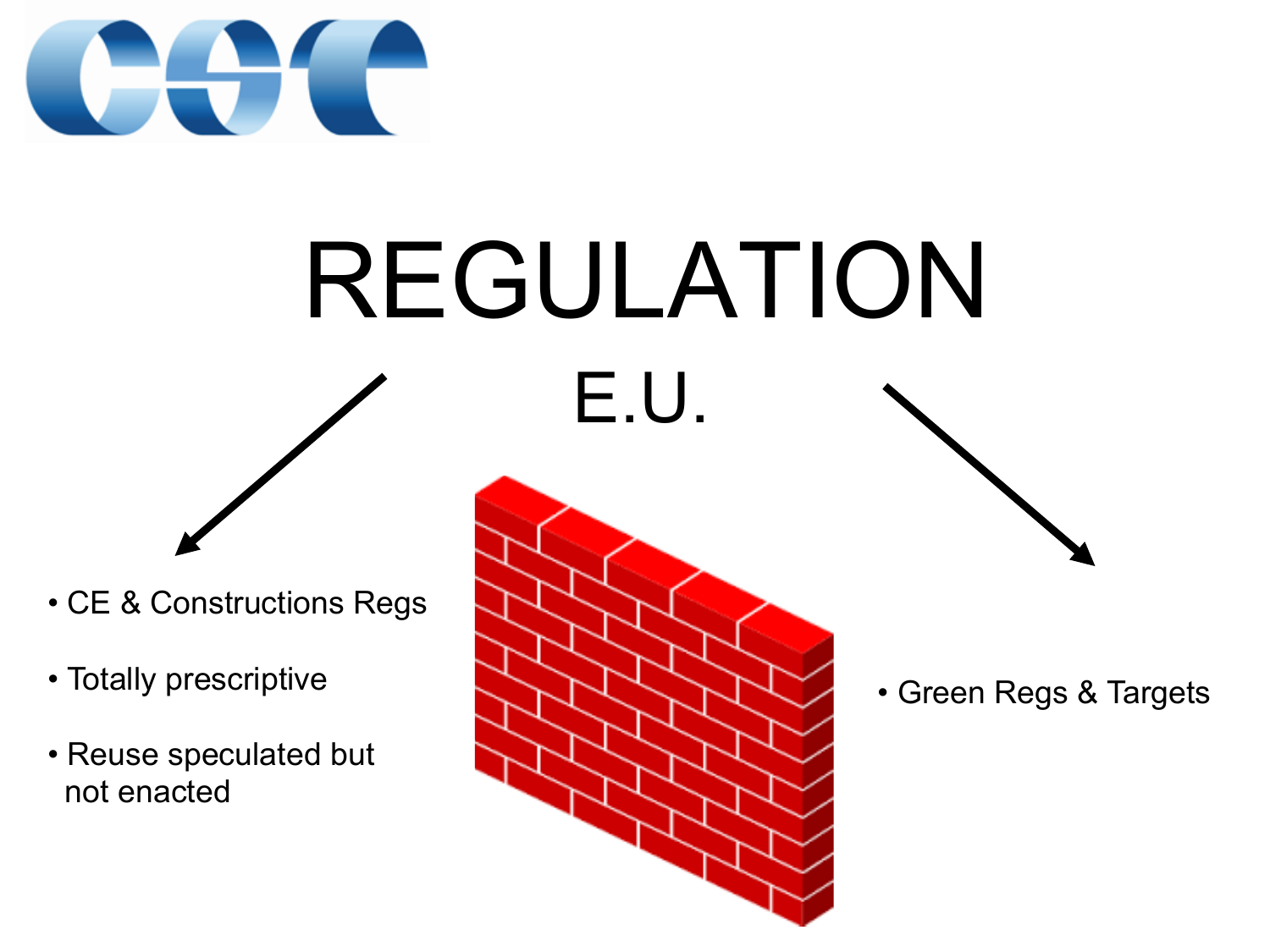# REGULATION

## E.U.

- CE & Constructions Regs
- Totally prescriptive
- Reuse speculated but not enacted

- Green Regs & Targets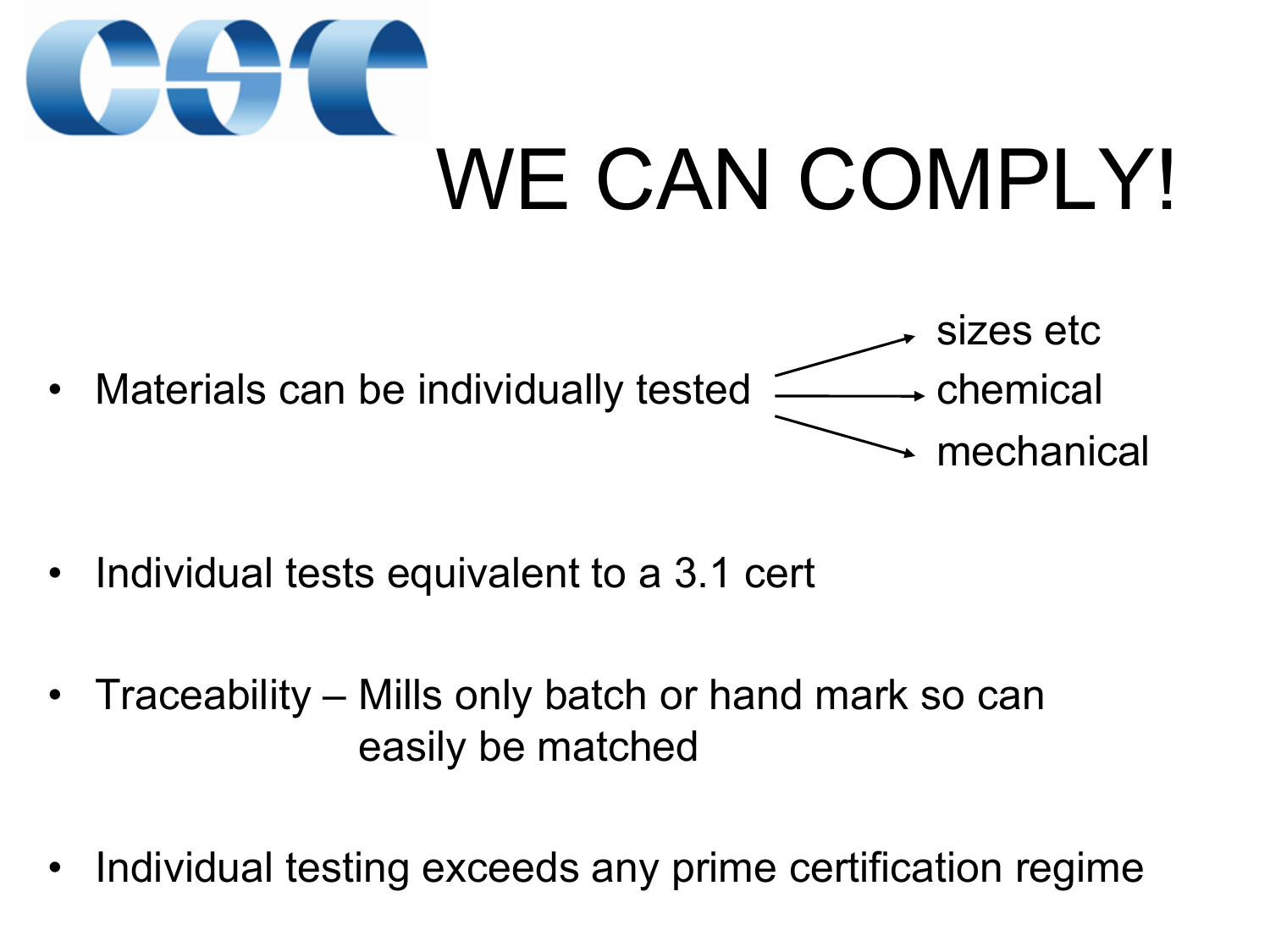# WE CAN COMPLY!

- Materials can be individually tested → sizes etc, chemical, mechanical

- Individual tests equivalent to a 3.1 cert

- Traceability – Mills only batch or hand mark so can easily be matched

- Individual testing exceeds any prime certification regime